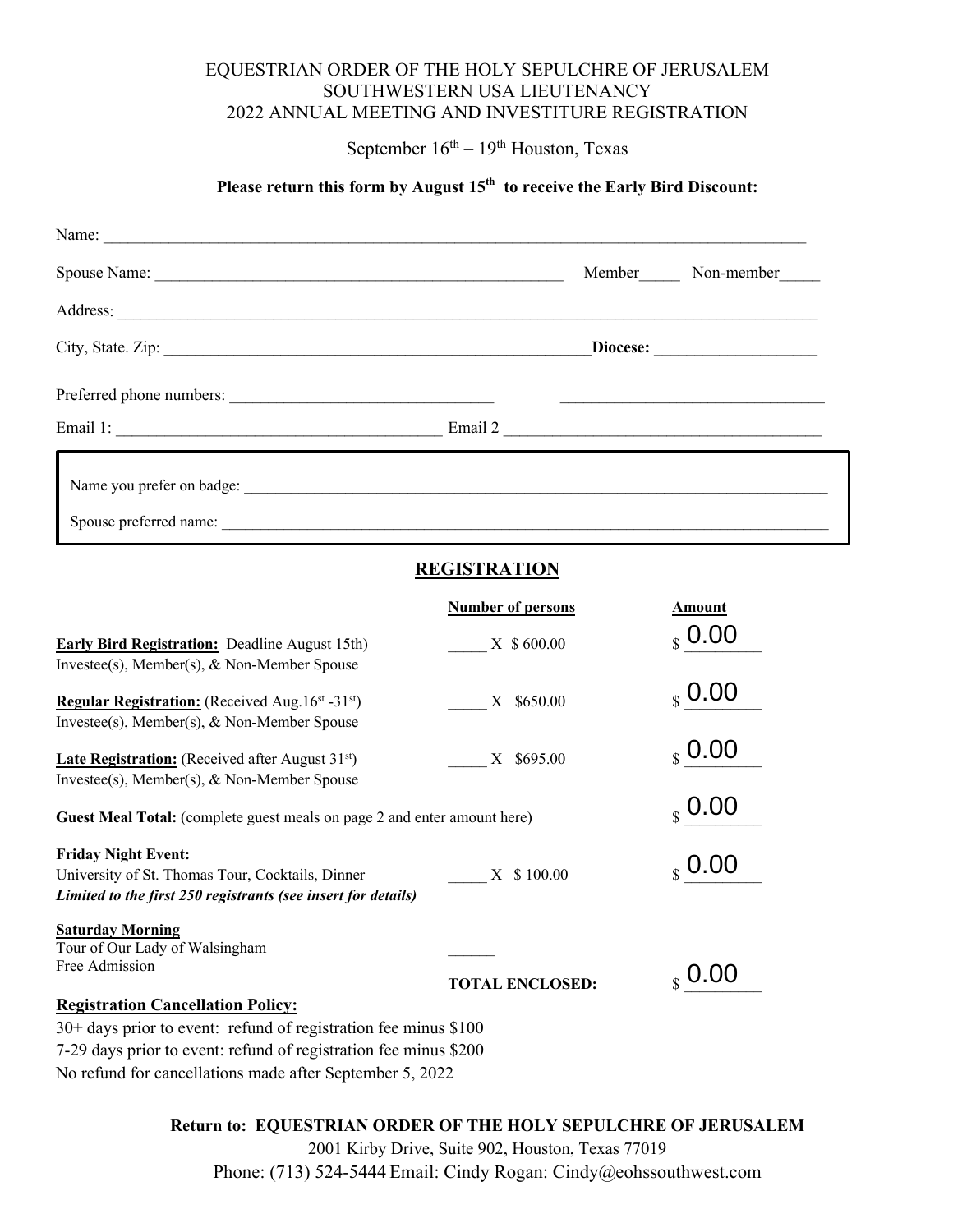EQUESTRIAN ORDER OF THE HOLY SEPULCHRE OF JERUSALEM
SOUTHWESTERN USA LIEUTENANCY
2022 ANNUAL MEETING AND INVESTITURE REGISTRATION

September 16th – 19th Houston, Texas

**Please return this form by August 15th to receive the Early Bird Discount:**

Name: ____________________________________________________________

Spouse Name: ________________________________ Member_____ Non-member_____

Address: ____________________________________________________________

City, State. Zip: ____________________________________ **Diocese:** ______________

Preferred phone numbers: ______________________ ______________________

Email 1: ____________________________ Email 2 ____________________________

Name you prefer on badge: ____________________________________________

Spouse preferred name: ______________________________________________

## REGISTRATION

| | Number of persons | Amount |
|---|---|---|
| **Early Bird Registration:** Deadline August 15th) Investee(s), Member(s), & Non-Member Spouse | _____ X $ 600.00 | $ 0.00 |
| **Regular Registration:** (Received Aug.16st -31st) Investee(s), Member(s), & Non-Member Spouse | _____ X $650.00 | $ 0.00 |
| **Late Registration:** (Received after August 31st) Investee(s), Member(s), & Non-Member Spouse | _____ X $695.00 | $ 0.00 |
| **Guest Meal Total:** (complete guest meals on page 2 and enter amount here) | | $ 0.00 |
| **Friday Night Event:** University of St. Thomas Tour, Cocktails, Dinner ***Limited to the first 250 registrants (see insert for details)*** | _____ X $ 100.00 | $ 0.00 |
| **Saturday Morning** Tour of Our Lady of Walsingham Free Admission | ______ | |
| | **TOTAL ENCLOSED:** | $ 0.00 |

**Registration Cancellation Policy:**

30+ days prior to event: refund of registration fee minus $100
7-29 days prior to event: refund of registration fee minus $200
No refund for cancellations made after September 5, 2022

**Return to: EQUESTRIAN ORDER OF THE HOLY SEPULCHRE OF JERUSALEM**
2001 Kirby Drive, Suite 902, Houston, Texas 77019
Phone: (713) 524-5444 Email: Cindy Rogan: Cindy@eohssouthwest.com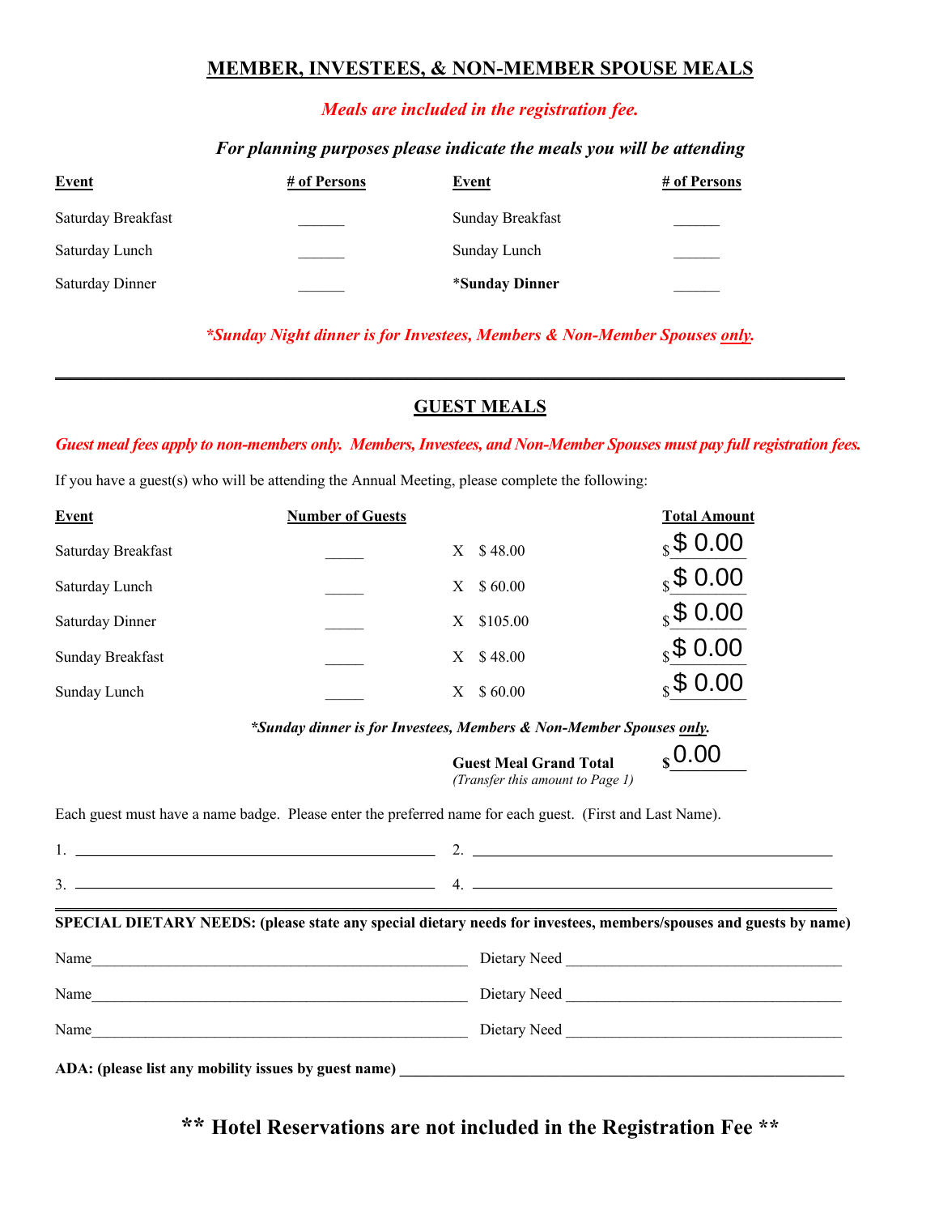## MEMBER, INVESTEES, & NON-MEMBER SPOUSE MEALS

***Meals are included in the registration fee.***

***For planning purposes please indicate the meals you will be attending***

| Event | # of Persons | Event | # of Persons |
|---|---|---|---|
| Saturday Breakfast | ______ | Sunday Breakfast | ______ |
| Saturday Lunch | ______ | Sunday Lunch | ______ |
| Saturday Dinner | ______ | ***Sunday Dinner** | ______ |

***\*Sunday Night dinner is for Investees, Members & Non-Member Spouses only.***

---

## GUEST MEALS

***Guest meal fees apply to non-members only. Members, Investees, and Non-Member Spouses must pay full registration fees.***

If you have a guest(s) who will be attending the Annual Meeting, please complete the following:

| Event | Number of Guests | | Total Amount |
|---|---|---|---|
| Saturday Breakfast | _____ | X $ 48.00 | $ $ 0.00 |
| Saturday Lunch | _____ | X $ 60.00 | $ $ 0.00 |
| Saturday Dinner | _____ | X $105.00 | $ $ 0.00 |
| Sunday Breakfast | _____ | X $ 48.00 | $ $ 0.00 |
| Sunday Lunch | _____ | X $ 60.00 | $ $ 0.00 |

***\*Sunday dinner is for Investees, Members & Non-Member Spouses only.***

**Guest Meal Grand Total** **$** 0.00
*(Transfer this amount to Page 1)*

Each guest must have a name badge. Please enter the preferred name for each guest. (First and Last Name).

1. ________________________________________ 2. ________________________________________

3. ________________________________________ 4. ________________________________________

---

**SPECIAL DIETARY NEEDS: (please state any special dietary needs for investees, members/spouses and guests by name)**

Name________________________________________ Dietary Need ______________________________

Name________________________________________ Dietary Need ______________________________

Name________________________________________ Dietary Need ______________________________

**ADA: (please list any mobility issues by guest name) ______________________________________________**

## ** Hotel Reservations are not included in the Registration Fee **